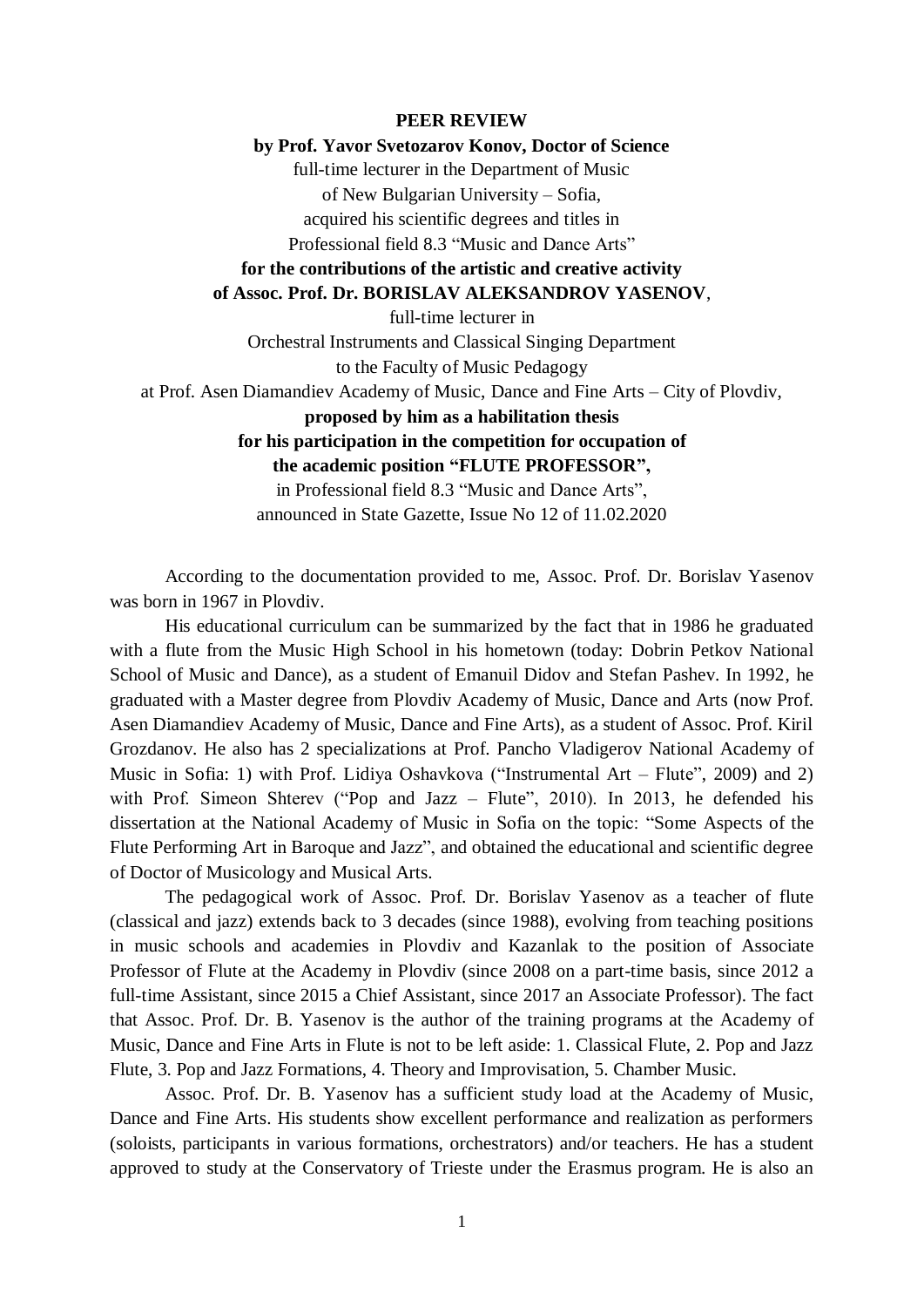**PEER REVIEW**

**by Prof. Yavor Svetozarov Konov, Doctor of Science**

full-time lecturer in the Department of Music
of New Bulgarian University – Sofia,
acquired his scientific degrees and titles in
Professional field 8.3 "Music and Dance Arts"

**for the contributions of the artistic and creative activity**
**of Assoc. Prof. Dr. BORISLAV ALEKSANDROV YASENOV**,

full-time lecturer in
Orchestral Instruments and Classical Singing Department
to the Faculty of Music Pedagogy
at Prof. Asen Diamandiev Academy of Music, Dance and Fine Arts – City of Plovdiv,

**proposed by him as a habilitation thesis**
**for his participation in the competition for occupation of**
**the academic position "FLUTE PROFESSOR",**

in Professional field 8.3 "Music and Dance Arts",
announced in State Gazette, Issue No 12 of 11.02.2020

According to the documentation provided to me, Assoc. Prof. Dr. Borislav Yasenov was born in 1967 in Plovdiv.

His educational curriculum can be summarized by the fact that in 1986 he graduated with a flute from the Music High School in his hometown (today: Dobrin Petkov National School of Music and Dance), as a student of Emanuil Didov and Stefan Pashev. In 1992, he graduated with a Master degree from Plovdiv Academy of Music, Dance and Arts (now Prof. Asen Diamandiev Academy of Music, Dance and Fine Arts), as a student of Assoc. Prof. Kiril Grozdanov. He also has 2 specializations at Prof. Pancho Vladigerov National Academy of Music in Sofia: 1) with Prof. Lidiya Oshavkova ("Instrumental Art – Flute", 2009) and 2) with Prof. Simeon Shterev ("Pop and Jazz – Flute", 2010). In 2013, he defended his dissertation at the National Academy of Music in Sofia on the topic: "Some Aspects of the Flute Performing Art in Baroque and Jazz", and obtained the educational and scientific degree of Doctor of Musicology and Musical Arts.

The pedagogical work of Assoc. Prof. Dr. Borislav Yasenov as a teacher of flute (classical and jazz) extends back to 3 decades (since 1988), evolving from teaching positions in music schools and academies in Plovdiv and Kazanlak to the position of Associate Professor of Flute at the Academy in Plovdiv (since 2008 on a part-time basis, since 2012 a full-time Assistant, since 2015 a Chief Assistant, since 2017 an Associate Professor). The fact that Assoc. Prof. Dr. B. Yasenov is the author of the training programs at the Academy of Music, Dance and Fine Arts in Flute is not to be left aside: 1. Classical Flute, 2. Pop and Jazz Flute, 3. Pop and Jazz Formations, 4. Theory and Improvisation, 5. Chamber Music.

Assoc. Prof. Dr. B. Yasenov has a sufficient study load at the Academy of Music, Dance and Fine Arts. His students show excellent performance and realization as performers (soloists, participants in various formations, orchestrators) and/or teachers. He has a student approved to study at the Conservatory of Trieste under the Erasmus program. He is also an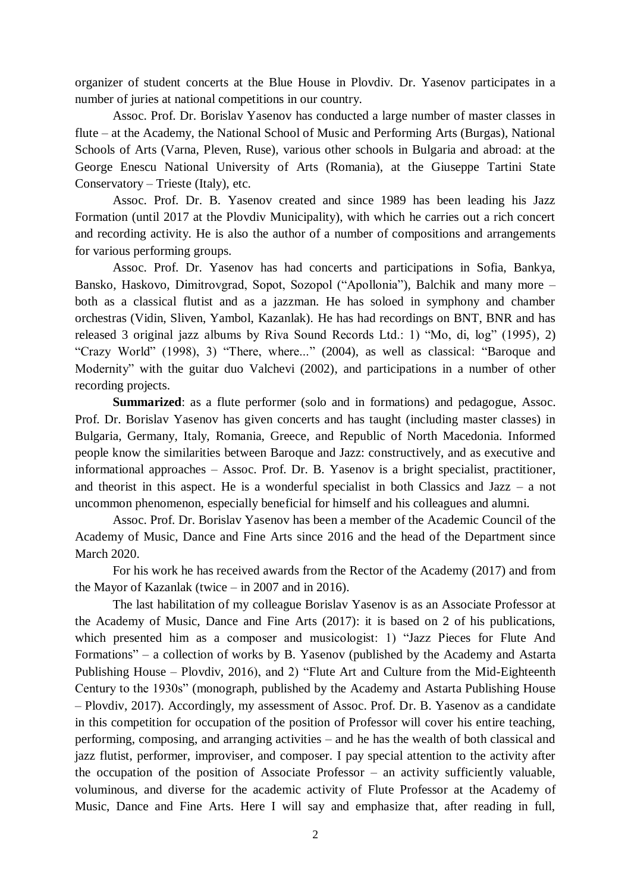organizer of student concerts at the Blue House in Plovdiv. Dr. Yasenov participates in a number of juries at national competitions in our country.

Assoc. Prof. Dr. Borislav Yasenov has conducted a large number of master classes in flute – at the Academy, the National School of Music and Performing Arts (Burgas), National Schools of Arts (Varna, Pleven, Ruse), various other schools in Bulgaria and abroad: at the George Enescu National University of Arts (Romania), at the Giuseppe Tartini State Conservatory – Trieste (Italy), etc.

Assoc. Prof. Dr. B. Yasenov created and since 1989 has been leading his Jazz Formation (until 2017 at the Plovdiv Municipality), with which he carries out a rich concert and recording activity. He is also the author of a number of compositions and arrangements for various performing groups.

Assoc. Prof. Dr. Yasenov has had concerts and participations in Sofia, Bankya, Bansko, Haskovo, Dimitrovgrad, Sopot, Sozopol ("Apollonia"), Balchik and many more – both as a classical flutist and as a jazzman. He has soloed in symphony and chamber orchestras (Vidin, Sliven, Yambol, Kazanlak). He has had recordings on BNT, BNR and has released 3 original jazz albums by Riva Sound Records Ltd.: 1) "Mo, di, log" (1995), 2) "Crazy World" (1998), 3) "There, where..." (2004), as well as classical: "Baroque and Modernity" with the guitar duo Valchevi (2002), and participations in a number of other recording projects.

**Summarized**: as a flute performer (solo and in formations) and pedagogue, Assoc. Prof. Dr. Borislav Yasenov has given concerts and has taught (including master classes) in Bulgaria, Germany, Italy, Romania, Greece, and Republic of North Macedonia. Informed people know the similarities between Baroque and Jazz: constructively, and as executive and informational approaches – Assoc. Prof. Dr. B. Yasenov is a bright specialist, practitioner, and theorist in this aspect. He is a wonderful specialist in both Classics and Jazz – a not uncommon phenomenon, especially beneficial for himself and his colleagues and alumni.

Assoc. Prof. Dr. Borislav Yasenov has been a member of the Academic Council of the Academy of Music, Dance and Fine Arts since 2016 and the head of the Department since March 2020.

For his work he has received awards from the Rector of the Academy (2017) and from the Mayor of Kazanlak (twice – in 2007 and in 2016).

The last habilitation of my colleague Borislav Yasenov is as an Associate Professor at the Academy of Music, Dance and Fine Arts (2017): it is based on 2 of his publications, which presented him as a composer and musicologist: 1) "Jazz Pieces for Flute And Formations" – a collection of works by B. Yasenov (published by the Academy and Astarta Publishing House – Plovdiv, 2016), and 2) "Flute Art and Culture from the Mid-Eighteenth Century to the 1930s" (monograph, published by the Academy and Astarta Publishing House – Plovdiv, 2017). Accordingly, my assessment of Assoc. Prof. Dr. B. Yasenov as a candidate in this competition for occupation of the position of Professor will cover his entire teaching, performing, composing, and arranging activities – and he has the wealth of both classical and jazz flutist, performer, improviser, and composer. I pay special attention to the activity after the occupation of the position of Associate Professor – an activity sufficiently valuable, voluminous, and diverse for the academic activity of Flute Professor at the Academy of Music, Dance and Fine Arts. Here I will say and emphasize that, after reading in full,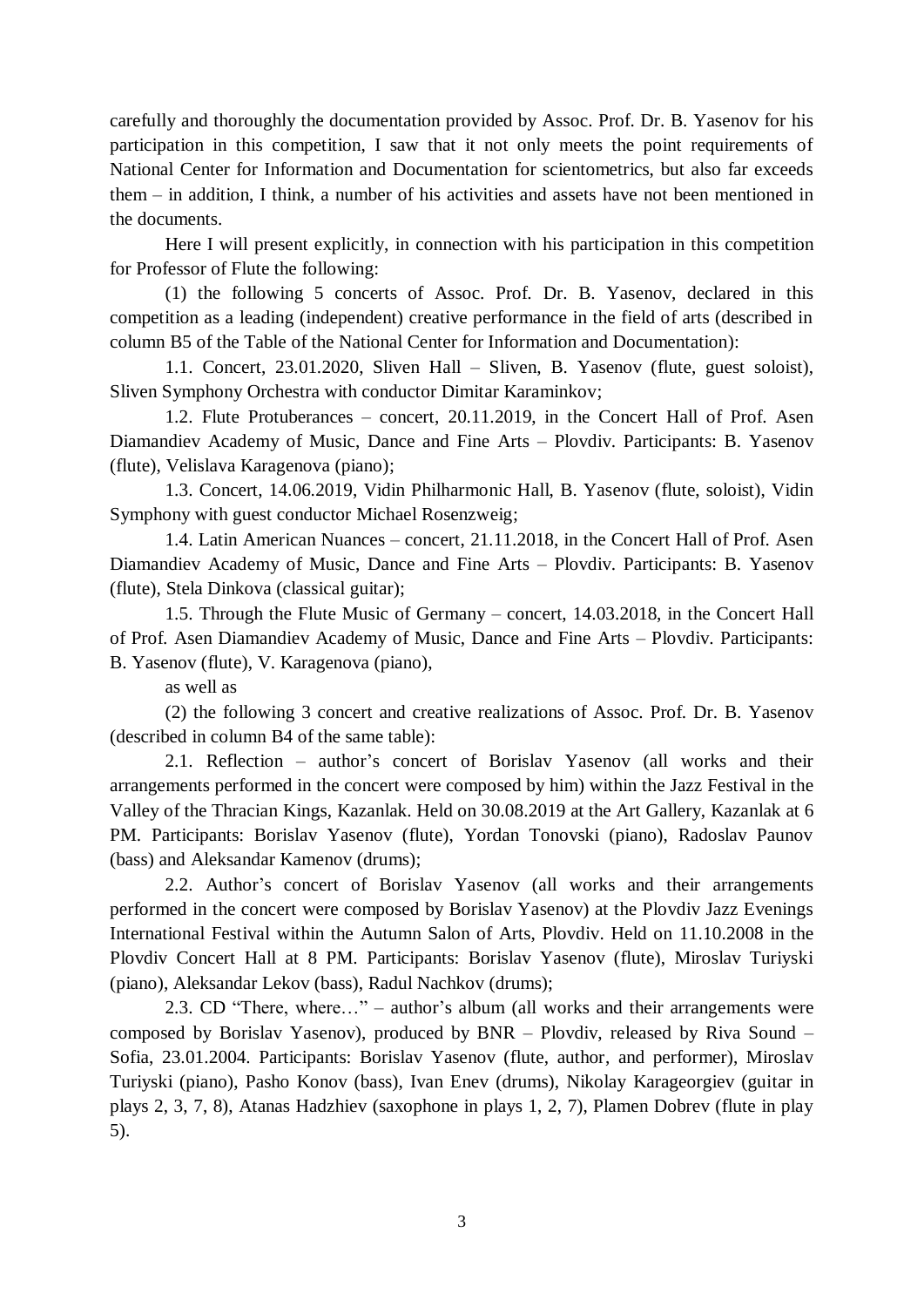carefully and thoroughly the documentation provided by Assoc. Prof. Dr. B. Yasenov for his participation in this competition, I saw that it not only meets the point requirements of National Center for Information and Documentation for scientometrics, but also far exceeds them – in addition, I think, a number of his activities and assets have not been mentioned in the documents.

Here I will present explicitly, in connection with his participation in this competition for Professor of Flute the following:

(1) the following 5 concerts of Assoc. Prof. Dr. B. Yasenov, declared in this competition as a leading (independent) creative performance in the field of arts (described in column B5 of the Table of the National Center for Information and Documentation):

1.1. Concert, 23.01.2020, Sliven Hall – Sliven, B. Yasenov (flute, guest soloist), Sliven Symphony Orchestra with conductor Dimitar Karaminkov;

1.2. Flute Protuberances – concert, 20.11.2019, in the Concert Hall of Prof. Asen Diamandiev Academy of Music, Dance and Fine Arts – Plovdiv. Participants: B. Yasenov (flute), Velislava Karagenova (piano);

1.3. Concert, 14.06.2019, Vidin Philharmonic Hall, B. Yasenov (flute, soloist), Vidin Symphony with guest conductor Michael Rosenzweig;

1.4. Latin American Nuances – concert, 21.11.2018, in the Concert Hall of Prof. Asen Diamandiev Academy of Music, Dance and Fine Arts – Plovdiv. Participants: B. Yasenov (flute), Stela Dinkova (classical guitar);

1.5. Through the Flute Music of Germany – concert, 14.03.2018, in the Concert Hall of Prof. Asen Diamandiev Academy of Music, Dance and Fine Arts – Plovdiv. Participants: B. Yasenov (flute), V. Karagenova (piano),

as well as

(2) the following 3 concert and creative realizations of Assoc. Prof. Dr. B. Yasenov (described in column B4 of the same table):

2.1. Reflection – author's concert of Borislav Yasenov (all works and their arrangements performed in the concert were composed by him) within the Jazz Festival in the Valley of the Thracian Kings, Kazanlak. Held on 30.08.2019 at the Art Gallery, Kazanlak at 6 PM. Participants: Borislav Yasenov (flute), Yordan Tonovski (piano), Radoslav Paunov (bass) and Aleksandar Kamenov (drums);

2.2. Author's concert of Borislav Yasenov (all works and their arrangements performed in the concert were composed by Borislav Yasenov) at the Plovdiv Jazz Evenings International Festival within the Autumn Salon of Arts, Plovdiv. Held on 11.10.2008 in the Plovdiv Concert Hall at 8 PM. Participants: Borislav Yasenov (flute), Miroslav Turiyski (piano), Aleksandar Lekov (bass), Radul Nachkov (drums);

2.3. CD "There, where…" – author's album (all works and their arrangements were composed by Borislav Yasenov), produced by BNR – Plovdiv, released by Riva Sound – Sofia, 23.01.2004. Participants: Borislav Yasenov (flute, author, and performer), Miroslav Turiyski (piano), Pasho Konov (bass), Ivan Enev (drums), Nikolay Karageorgiev (guitar in plays 2, 3, 7, 8), Atanas Hadzhiev (saxophone in plays 1, 2, 7), Plamen Dobrev (flute in play 5).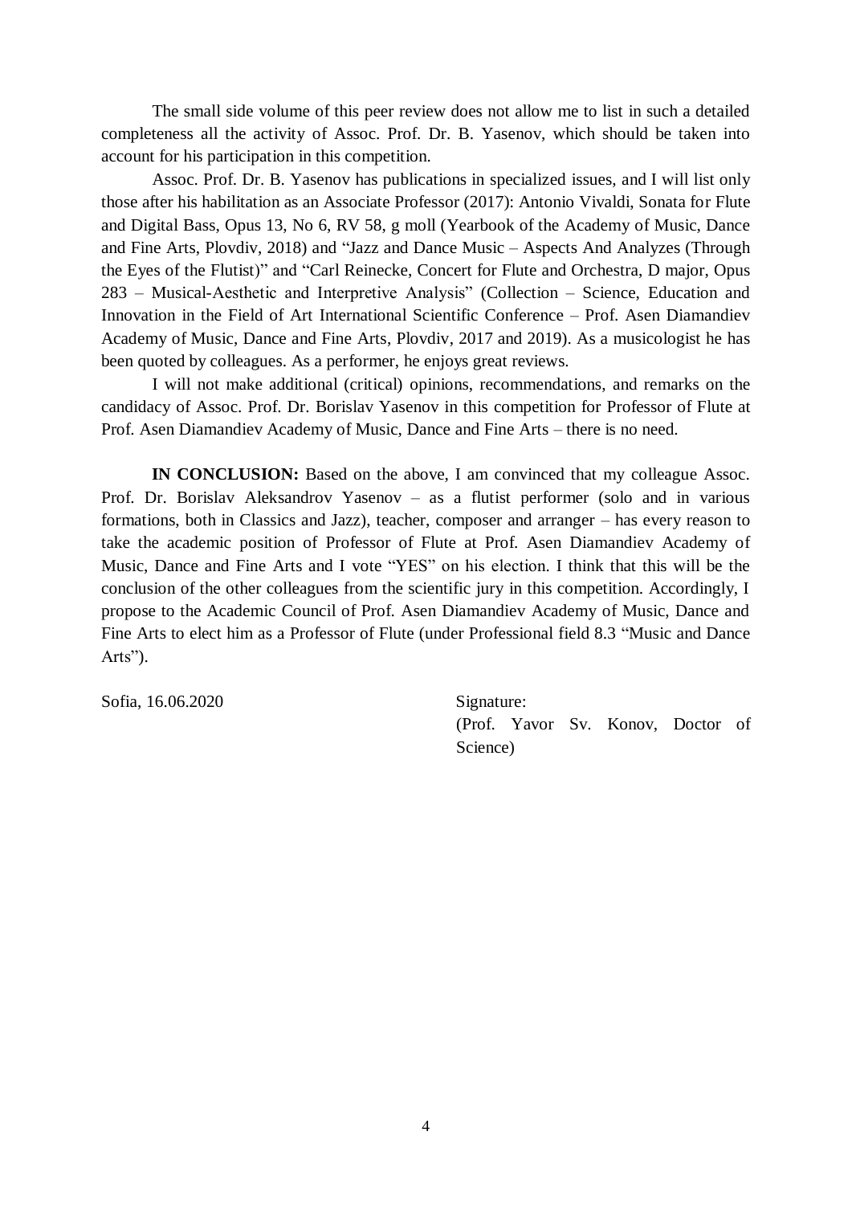The small side volume of this peer review does not allow me to list in such a detailed completeness all the activity of Assoc. Prof. Dr. B. Yasenov, which should be taken into account for his participation in this competition.

Assoc. Prof. Dr. B. Yasenov has publications in specialized issues, and I will list only those after his habilitation as an Associate Professor (2017): Antonio Vivaldi, Sonata for Flute and Digital Bass, Opus 13, No 6, RV 58, g moll (Yearbook of the Academy of Music, Dance and Fine Arts, Plovdiv, 2018) and "Jazz and Dance Music – Aspects And Analyzes (Through the Eyes of the Flutist)" and "Carl Reinecke, Concert for Flute and Orchestra, D major, Opus 283 – Musical-Aesthetic and Interpretive Analysis" (Collection – Science, Education and Innovation in the Field of Art International Scientific Conference – Prof. Asen Diamandiev Academy of Music, Dance and Fine Arts, Plovdiv, 2017 and 2019). As a musicologist he has been quoted by colleagues. As a performer, he enjoys great reviews.

I will not make additional (critical) opinions, recommendations, and remarks on the candidacy of Assoc. Prof. Dr. Borislav Yasenov in this competition for Professor of Flute at Prof. Asen Diamandiev Academy of Music, Dance and Fine Arts – there is no need.

**IN CONCLUSION:** Based on the above, I am convinced that my colleague Assoc. Prof. Dr. Borislav Aleksandrov Yasenov – as a flutist performer (solo and in various formations, both in Classics and Jazz), teacher, composer and arranger – has every reason to take the academic position of Professor of Flute at Prof. Asen Diamandiev Academy of Music, Dance and Fine Arts and I vote "YES" on his election. I think that this will be the conclusion of the other colleagues from the scientific jury in this competition. Accordingly, I propose to the Academic Council of Prof. Asen Diamandiev Academy of Music, Dance and Fine Arts to elect him as a Professor of Flute (under Professional field 8.3 "Music and Dance Arts").

Sofia, 16.06.2020

Signature:
(Prof. Yavor Sv. Konov, Doctor of Science)